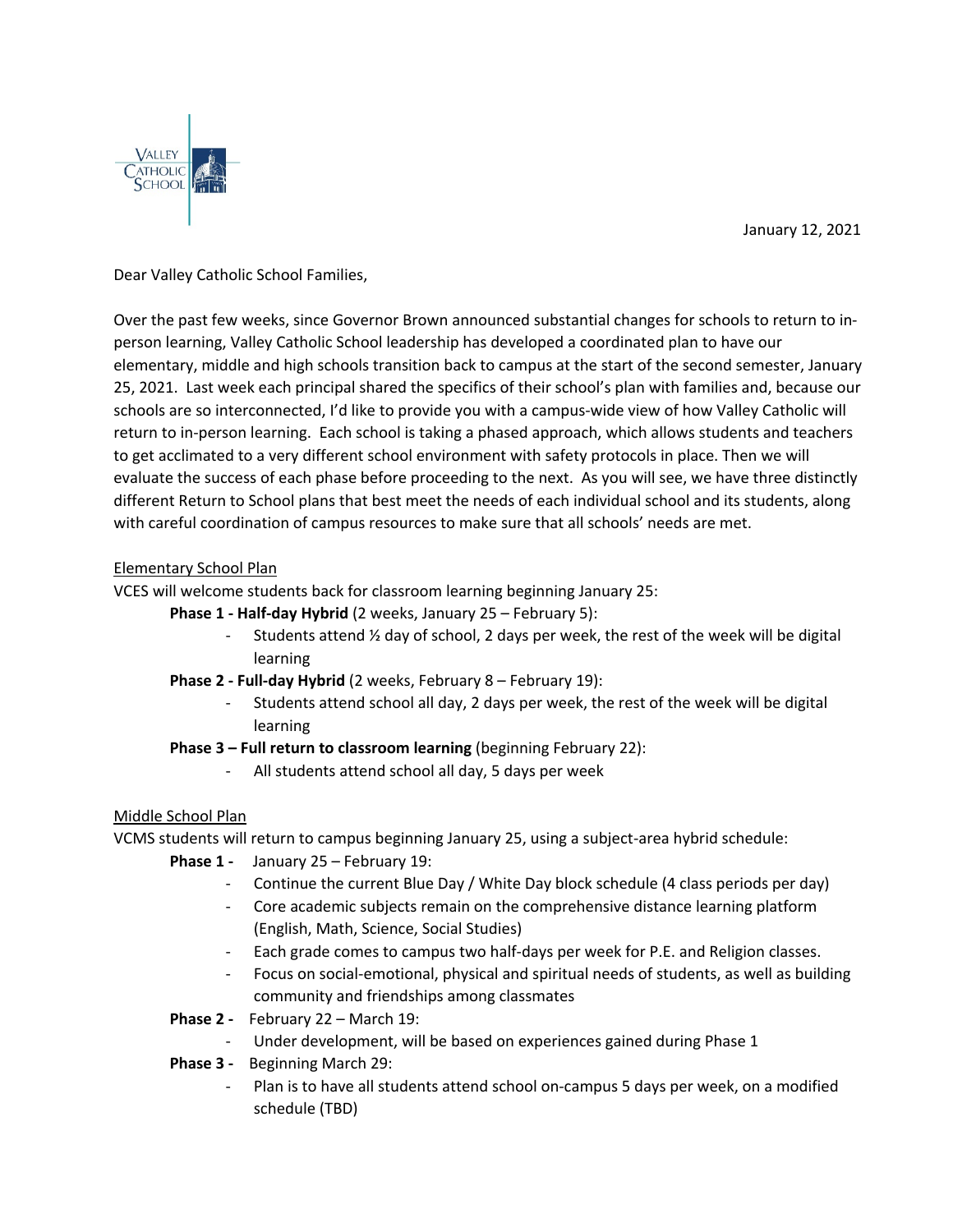January 12, 2021

Dear Valley Catholic School Families,

Over the past few weeks, since Governor Brown announced substantial changes for schools to return to in-person learning, Valley Catholic School leadership has developed a coordinated plan to have our elementary, middle and high schools transition back to campus at the start of the second semester, January 25, 2021. Last week each principal shared the specifics of their school's plan with families and, because our schools are so interconnected, I'd like to provide you with a campus-wide view of how Valley Catholic will return to in-person learning. Each school is taking a phased approach, which allows students and teachers to get acclimated to a very different school environment with safety protocols in place. Then we will evaluate the success of each phase before proceeding to the next. As you will see, we have three distinctly different Return to School plans that best meet the needs of each individual school and its students, along with careful coordination of campus resources to make sure that all schools' needs are met.

<u>Elementary School Plan</u>

VCES will welcome students back for classroom learning beginning January 25:

**Phase 1 - Half-day Hybrid** (2 weeks, January 25 – February 5):

- Students attend ½ day of school, 2 days per week, the rest of the week will be digital learning

**Phase 2 - Full-day Hybrid** (2 weeks, February 8 – February 19):

- Students attend school all day, 2 days per week, the rest of the week will be digital learning

**Phase 3 – Full return to classroom learning** (beginning February 22):

- All students attend school all day, 5 days per week

<u>Middle School Plan</u>

VCMS students will return to campus beginning January 25, using a subject-area hybrid schedule:

**Phase 1 -** January 25 – February 19:

- Continue the current Blue Day / White Day block schedule (4 class periods per day)
- Core academic subjects remain on the comprehensive distance learning platform (English, Math, Science, Social Studies)
- Each grade comes to campus two half-days per week for P.E. and Religion classes.
- Focus on social-emotional, physical and spiritual needs of students, as well as building community and friendships among classmates

**Phase 2 -** February 22 – March 19:

- Under development, will be based on experiences gained during Phase 1

**Phase 3 -** Beginning March 29:

- Plan is to have all students attend school on-campus 5 days per week, on a modified schedule (TBD)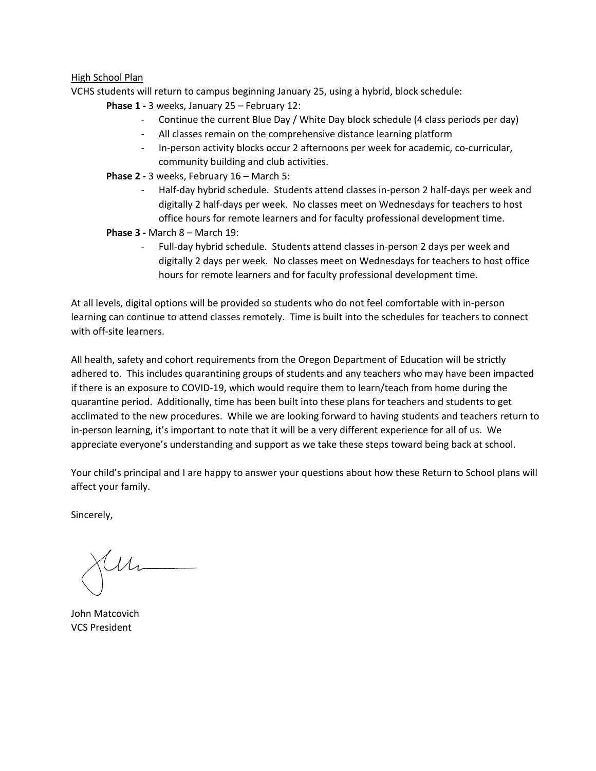High School Plan

VCHS students will return to campus beginning January 25, using a hybrid, block schedule:

**Phase 1 -** 3 weeks, January 25 – February 12:

- Continue the current Blue Day / White Day block schedule (4 class periods per day)
- All classes remain on the comprehensive distance learning platform
- In-person activity blocks occur 2 afternoons per week for academic, co-curricular, community building and club activities.

**Phase 2 -** 3 weeks, February 16 – March 5:

- Half-day hybrid schedule. Students attend classes in-person 2 half-days per week and digitally 2 half-days per week. No classes meet on Wednesdays for teachers to host office hours for remote learners and for faculty professional development time.

**Phase 3 -** March 8 – March 19:

- Full-day hybrid schedule. Students attend classes in-person 2 days per week and digitally 2 days per week. No classes meet on Wednesdays for teachers to host office hours for remote learners and for faculty professional development time.

At all levels, digital options will be provided so students who do not feel comfortable with in-person learning can continue to attend classes remotely. Time is built into the schedules for teachers to connect with off-site learners.

All health, safety and cohort requirements from the Oregon Department of Education will be strictly adhered to. This includes quarantining groups of students and any teachers who may have been impacted if there is an exposure to COVID-19, which would require them to learn/teach from home during the quarantine period. Additionally, time has been built into these plans for teachers and students to get acclimated to the new procedures. While we are looking forward to having students and teachers return to in-person learning, it's important to note that it will be a very different experience for all of us. We appreciate everyone's understanding and support as we take these steps toward being back at school.

Your child's principal and I are happy to answer your questions about how these Return to School plans will affect your family.

Sincerely,

John Matcovich
VCS President